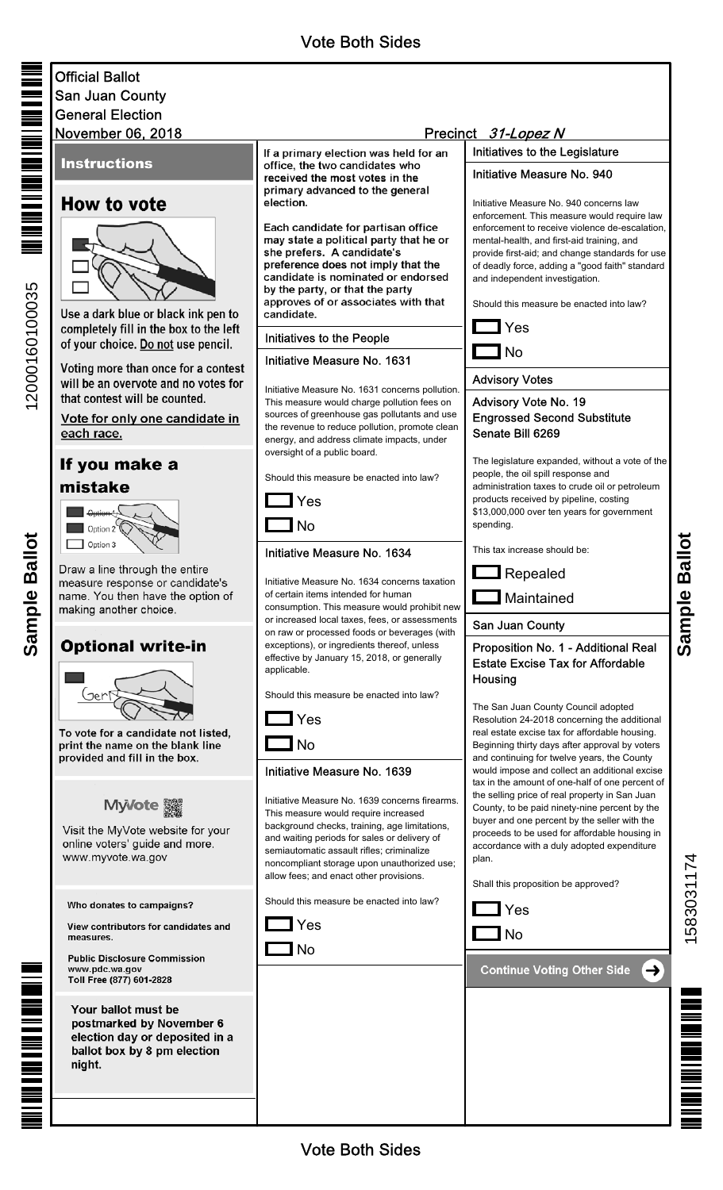Vote Both Sides

Official Ballot
San Juan County
General Election
November 06, 2018

Precinct *31-Lopez N*

## Instructions

### How to vote

Use a dark blue or black ink pen to completely fill in the box to the left of your choice. Do not use pencil.

Voting more than once for a contest will be an overvote and no votes for that contest will be counted.

**Vote for only one candidate in each race.**

### If you make a mistake

Option 1
Option 2
Option 3

Draw a line through the entire measure response or candidate's name. You then have the option of making another choice.

### Optional write-in

To vote for a candidate not listed, print the name on the blank line provided and fill in the box.

MyVote

Visit the MyVote website for your online voters' guide and more.
www.myvote.wa.gov

**Who donates to campaigns?**

**View contributors for candidates and measures.**

**Public Disclosure Commission**
**www.pdc.wa.gov**
**Toll Free (877) 601-2828**

**Your ballot must be postmarked by November 6 election day or deposited in a ballot box by 8 pm election night.**

**If a primary election was held for an office, the two candidates who received the most votes in the primary advanced to the general election.**

**Each candidate for partisan office may state a political party that he or she prefers. A candidate's preference does not imply that the candidate is nominated or endorsed by the party, or that the party approves of or associates with that candidate.**

## Initiatives to the People

### Initiative Measure No. 1631

Initiative Measure No. 1631 concerns pollution. This measure would charge pollution fees on sources of greenhouse gas pollutants and use the revenue to reduce pollution, promote clean energy, and address climate impacts, under oversight of a public board.

Should this measure be enacted into law?

- [ ] Yes
- [ ] No

### Initiative Measure No. 1634

Initiative Measure No. 1634 concerns taxation of certain items intended for human consumption. This measure would prohibit new or increased local taxes, fees, or assessments on raw or processed foods or beverages (with exceptions), or ingredients thereof, unless effective by January 15, 2018, or generally applicable.

Should this measure be enacted into law?

- [ ] Yes
- [ ] No

### Initiative Measure No. 1639

Initiative Measure No. 1639 concerns firearms. This measure would require increased background checks, training, age limitations, and waiting periods for sales or delivery of semiautomatic assault rifles; criminalize noncompliant storage upon unauthorized use; allow fees; and enact other provisions.

Should this measure be enacted into law?

- [ ] Yes
- [ ] No

## Initiatives to the Legislature

### Initiative Measure No. 940

Initiative Measure No. 940 concerns law enforcement. This measure would require law enforcement to receive violence de-escalation, mental-health, and first-aid training, and provide first-aid; and change standards for use of deadly force, adding a "good faith" standard and independent investigation.

Should this measure be enacted into law?

- [ ] Yes
- [ ] No

## Advisory Votes

### Advisory Vote No. 19 Engrossed Second Substitute Senate Bill 6269

The legislature expanded, without a vote of the people, the oil spill response and administration taxes to crude oil or petroleum products received by pipeline, costing $13,000,000 over ten years for government spending.

This tax increase should be:

- [ ] Repealed
- [ ] Maintained

## San Juan County

### Proposition No. 1 - Additional Real Estate Excise Tax for Affordable Housing

The San Juan County Council adopted Resolution 24-2018 concerning the additional real estate excise tax for affordable housing. Beginning thirty days after approval by voters and continuing for twelve years, the County would impose and collect an additional excise tax in the amount of one-half of one percent of the selling price of real property in San Juan County, to be paid ninety-nine percent by the buyer and one percent by the seller with the proceeds to be used for affordable housing in accordance with a duly adopted expenditure plan.

Shall this proposition be approved?

- [ ] Yes
- [ ] No

**Continue Voting Other Side**

Vote Both Sides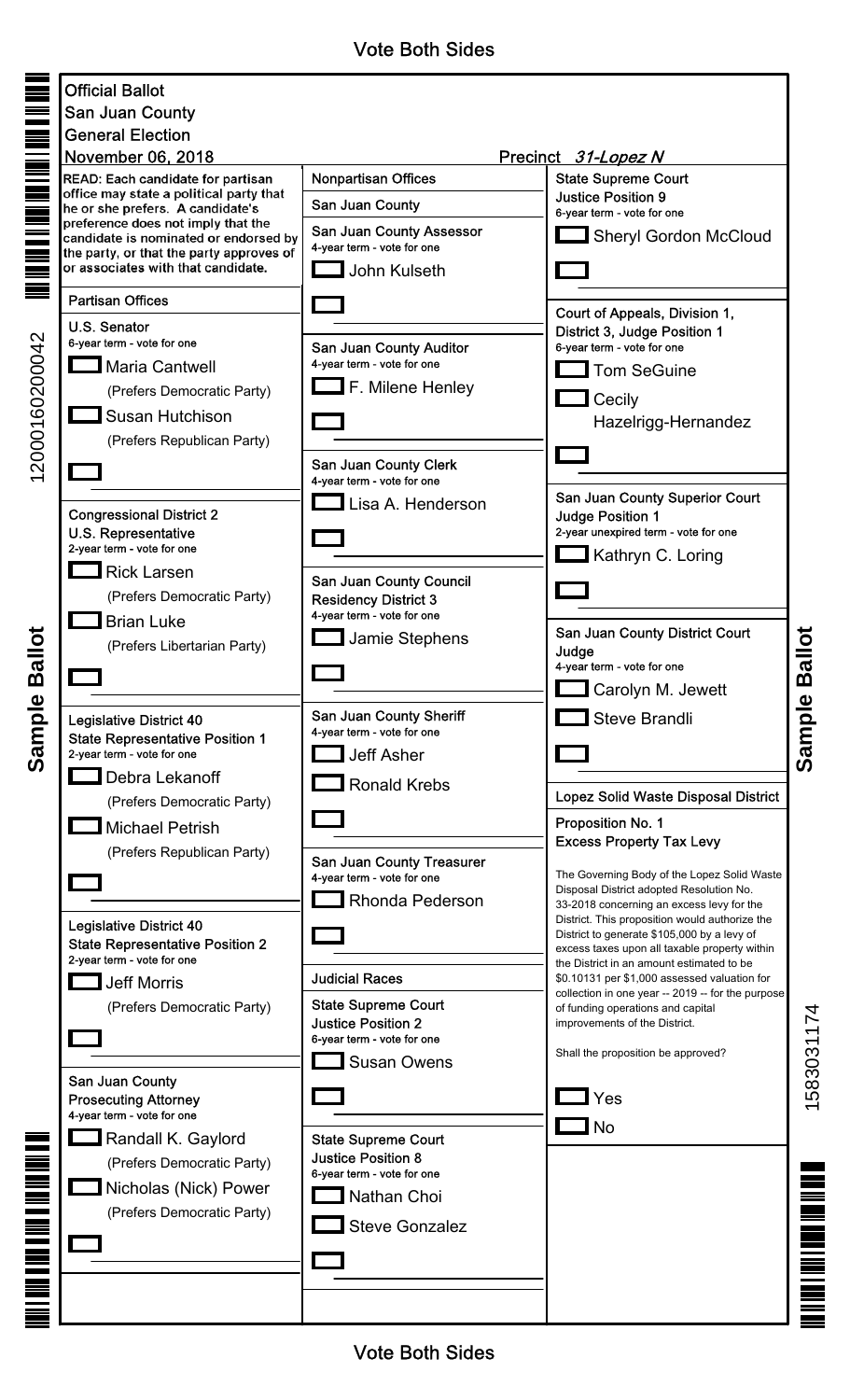Vote Both Sides

**Official Ballot**
**San Juan County**
**General Election**
**November 06, 2018**

Precinct *31-Lopez N*

**READ: Each candidate for partisan office may state a political party that he or she prefers. A candidate's preference does not imply that the candidate is nominated or endorsed by the party, or that the party approves of or associates with that candidate.**

## Partisan Offices

### U.S. Senator
6-year term - vote for one

- [ ] Maria Cantwell (Prefers Democratic Party)
- [ ] Susan Hutchison (Prefers Republican Party)
- [ ] ____________

### Congressional District 2
### U.S. Representative
2-year term - vote for one

- [ ] Rick Larsen (Prefers Democratic Party)
- [ ] Brian Luke (Prefers Libertarian Party)
- [ ] ____________

### Legislative District 40
### State Representative Position 1
2-year term - vote for one

- [ ] Debra Lekanoff (Prefers Democratic Party)
- [ ] Michael Petrish (Prefers Republican Party)
- [ ] ____________

### Legislative District 40
### State Representative Position 2
2-year term - vote for one

- [ ] Jeff Morris (Prefers Democratic Party)
- [ ] ____________

### San Juan County
### Prosecuting Attorney
4-year term - vote for one

- [ ] Randall K. Gaylord (Prefers Democratic Party)
- [ ] Nicholas (Nick) Power (Prefers Democratic Party)
- [ ] ____________

## Nonpartisan Offices

### San Juan County

### San Juan County Assessor
4-year term - vote for one

- [ ] John Kulseth
- [ ] ____________

### San Juan County Auditor
4-year term - vote for one

- [ ] F. Milene Henley
- [ ] ____________

### San Juan County Clerk
4-year term - vote for one

- [ ] Lisa A. Henderson
- [ ] ____________

### San Juan County Council
### Residency District 3
4-year term - vote for one

- [ ] Jamie Stephens
- [ ] ____________

### San Juan County Sheriff
4-year term - vote for one

- [ ] Jeff Asher
- [ ] Ronald Krebs
- [ ] ____________

### San Juan County Treasurer
4-year term - vote for one

- [ ] Rhonda Pederson
- [ ] ____________

## Judicial Races

### State Supreme Court
### Justice Position 2
6-year term - vote for one

- [ ] Susan Owens
- [ ] ____________

### State Supreme Court
### Justice Position 8
6-year term - vote for one

- [ ] Nathan Choi
- [ ] Steve Gonzalez
- [ ] ____________

### State Supreme Court
### Justice Position 9
6-year term - vote for one

- [ ] Sheryl Gordon McCloud
- [ ] ____________

### Court of Appeals, Division 1, District 3, Judge Position 1
6-year term - vote for one

- [ ] Tom SeGuine
- [ ] Cecily Hazelrigg-Hernandez
- [ ] ____________

### San Juan County Superior Court
### Judge Position 1
2-year unexpired term - vote for one

- [ ] Kathryn C. Loring
- [ ] ____________

### San Juan County District Court Judge
4-year term - vote for one

- [ ] Carolyn M. Jewett
- [ ] Steve Brandli
- [ ] ____________

## Lopez Solid Waste Disposal District

### Proposition No. 1
### Excess Property Tax Levy

The Governing Body of the Lopez Solid Waste Disposal District adopted Resolution No. 33-2018 concerning an excess levy for the District. This proposition would authorize the District to generate $105,000 by a levy of excess taxes upon all taxable property within the District in an amount estimated to be $0.10131 per $1,000 assessed valuation for collection in one year -- 2019 -- for the purpose of funding operations and capital improvements of the District.

Shall the proposition be approved?

- [ ] Yes
- [ ] No

Sample Ballot

12000160200042

1583031174

Vote Both Sides